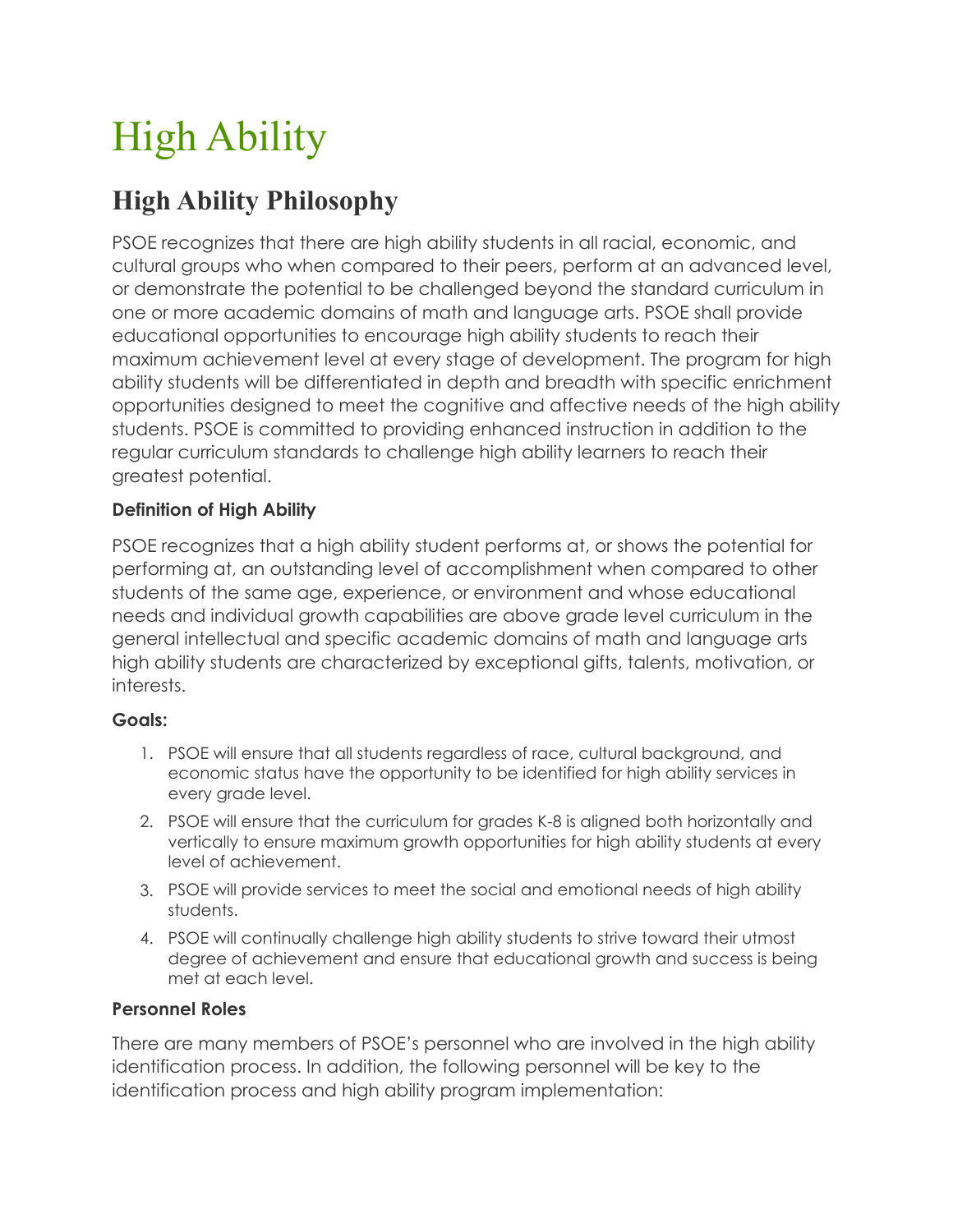# High Ability

## High Ability Philosophy

PSOE recognizes that there are high ability students in all racial, economic, and cultural groups who when compared to their peers, perform at an advanced level, or demonstrate the potential to be challenged beyond the standard curriculum in one or more academic domains of math and language arts. PSOE shall provide educational opportunities to encourage high ability students to reach their maximum achievement level at every stage of development. The program for high ability students will be differentiated in depth and breadth with specific enrichment opportunities designed to meet the cognitive and affective needs of the high ability students. PSOE is committed to providing enhanced instruction in addition to the regular curriculum standards to challenge high ability learners to reach their greatest potential.

**Definition of High Ability**

PSOE recognizes that a high ability student performs at, or shows the potential for performing at, an outstanding level of accomplishment when compared to other students of the same age, experience, or environment and whose educational needs and individual growth capabilities are above grade level curriculum in the general intellectual and specific academic domains of math and language arts high ability students are characterized by exceptional gifts, talents, motivation, or interests.

**Goals:**

1. PSOE will ensure that all students regardless of race, cultural background, and economic status have the opportunity to be identified for high ability services in every grade level.
2. PSOE will ensure that the curriculum for grades K-8 is aligned both horizontally and vertically to ensure maximum growth opportunities for high ability students at every level of achievement.
3. PSOE will provide services to meet the social and emotional needs of high ability students.
4. PSOE will continually challenge high ability students to strive toward their utmost degree of achievement and ensure that educational growth and success is being met at each level.

**Personnel Roles**

There are many members of PSOE's personnel who are involved in the high ability identification process. In addition, the following personnel will be key to the identification process and high ability program implementation: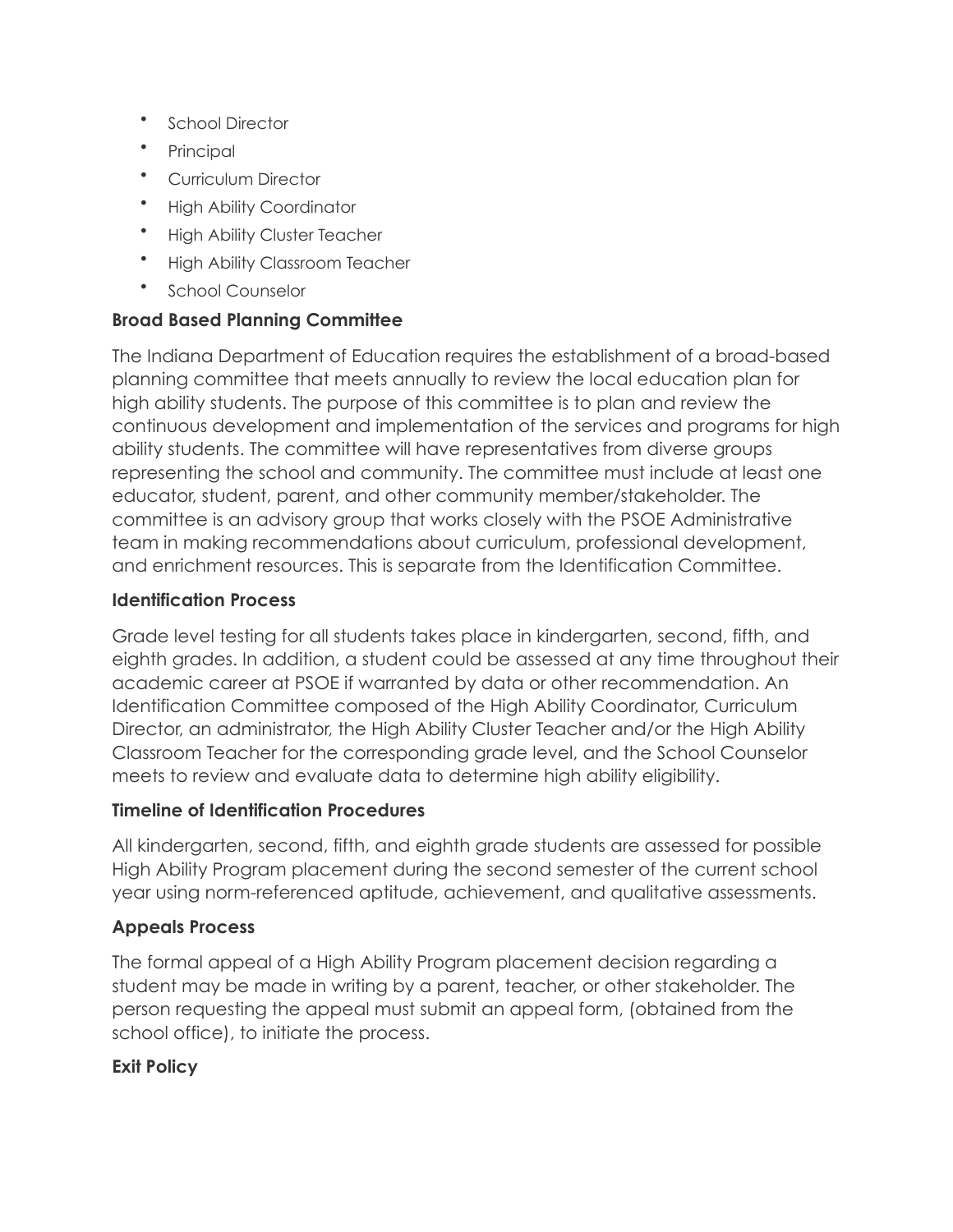- School Director
- Principal
- Curriculum Director
- High Ability Coordinator
- High Ability Cluster Teacher
- High Ability Classroom Teacher
- School Counselor

**Broad Based Planning Committee**

The Indiana Department of Education requires the establishment of a broad-based planning committee that meets annually to review the local education plan for high ability students. The purpose of this committee is to plan and review the continuous development and implementation of the services and programs for high ability students. The committee will have representatives from diverse groups representing the school and community. The committee must include at least one educator, student, parent, and other community member/stakeholder. The committee is an advisory group that works closely with the PSOE Administrative team in making recommendations about curriculum, professional development, and enrichment resources. This is separate from the Identification Committee.

**Identification Process**

Grade level testing for all students takes place in kindergarten, second, fifth, and eighth grades. In addition, a student could be assessed at any time throughout their academic career at PSOE if warranted by data or other recommendation. An Identification Committee composed of the High Ability Coordinator, Curriculum Director, an administrator, the High Ability Cluster Teacher and/or the High Ability Classroom Teacher for the corresponding grade level, and the School Counselor meets to review and evaluate data to determine high ability eligibility.

**Timeline of Identification Procedures**

All kindergarten, second, fifth, and eighth grade students are assessed for possible High Ability Program placement during the second semester of the current school year using norm-referenced aptitude, achievement, and qualitative assessments.

**Appeals Process**

The formal appeal of a High Ability Program placement decision regarding a student may be made in writing by a parent, teacher, or other stakeholder. The person requesting the appeal must submit an appeal form, (obtained from the school office), to initiate the process.

**Exit Policy**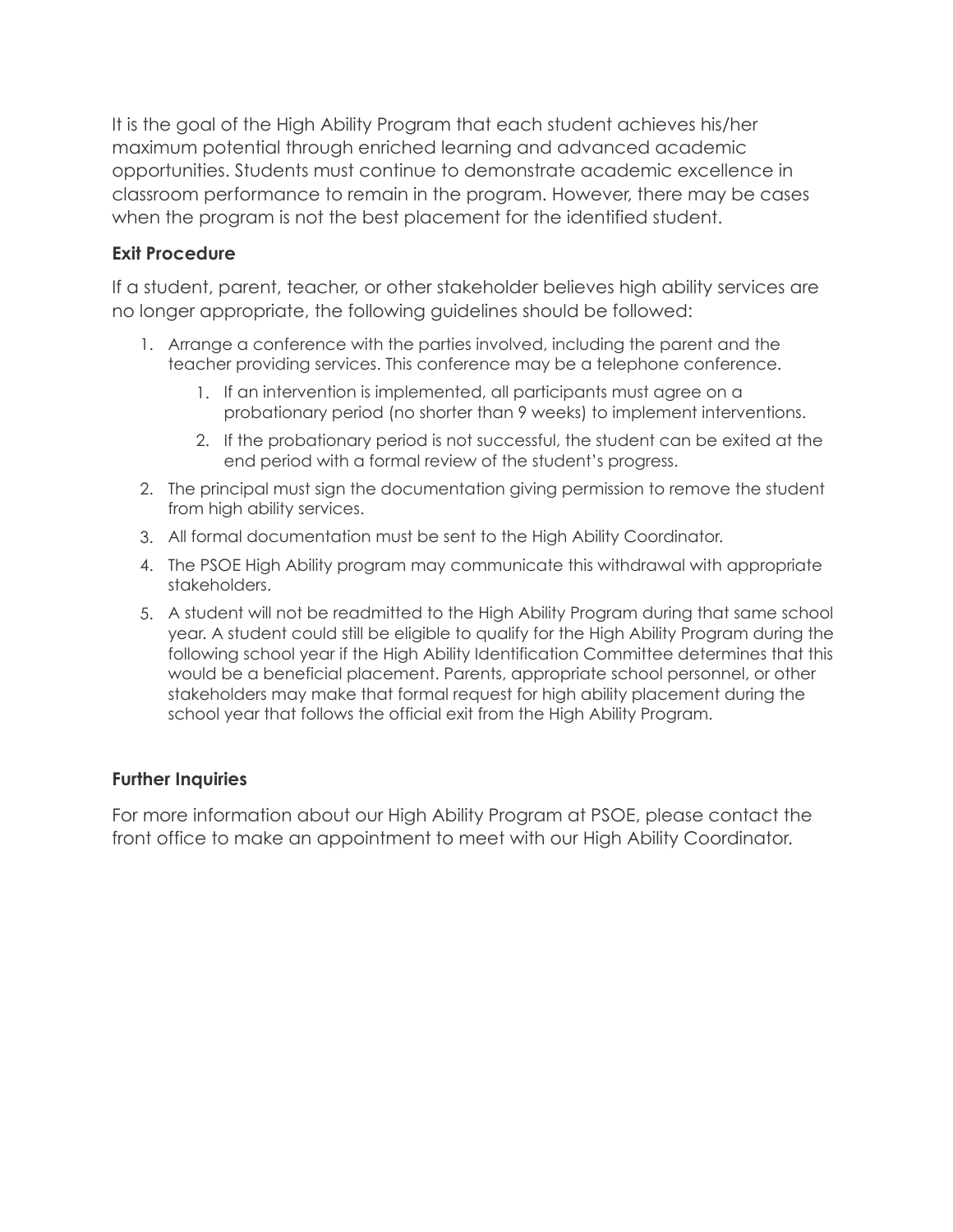It is the goal of the High Ability Program that each student achieves his/her maximum potential through enriched learning and advanced academic opportunities. Students must continue to demonstrate academic excellence in classroom performance to remain in the program. However, there may be cases when the program is not the best placement for the identified student.

**Exit Procedure**

If a student, parent, teacher, or other stakeholder believes high ability services are no longer appropriate, the following guidelines should be followed:

1. Arrange a conference with the parties involved, including the parent and the teacher providing services. This conference may be a telephone conference.
    1. If an intervention is implemented, all participants must agree on a probationary period (no shorter than 9 weeks) to implement interventions.
    2. If the probationary period is not successful, the student can be exited at the end period with a formal review of the student's progress.
2. The principal must sign the documentation giving permission to remove the student from high ability services.
3. All formal documentation must be sent to the High Ability Coordinator.
4. The PSOE High Ability program may communicate this withdrawal with appropriate stakeholders.
5. A student will not be readmitted to the High Ability Program during that same school year. A student could still be eligible to qualify for the High Ability Program during the following school year if the High Ability Identification Committee determines that this would be a beneficial placement. Parents, appropriate school personnel, or other stakeholders may make that formal request for high ability placement during the school year that follows the official exit from the High Ability Program.

**Further Inquiries**

For more information about our High Ability Program at PSOE, please contact the front office to make an appointment to meet with our High Ability Coordinator.